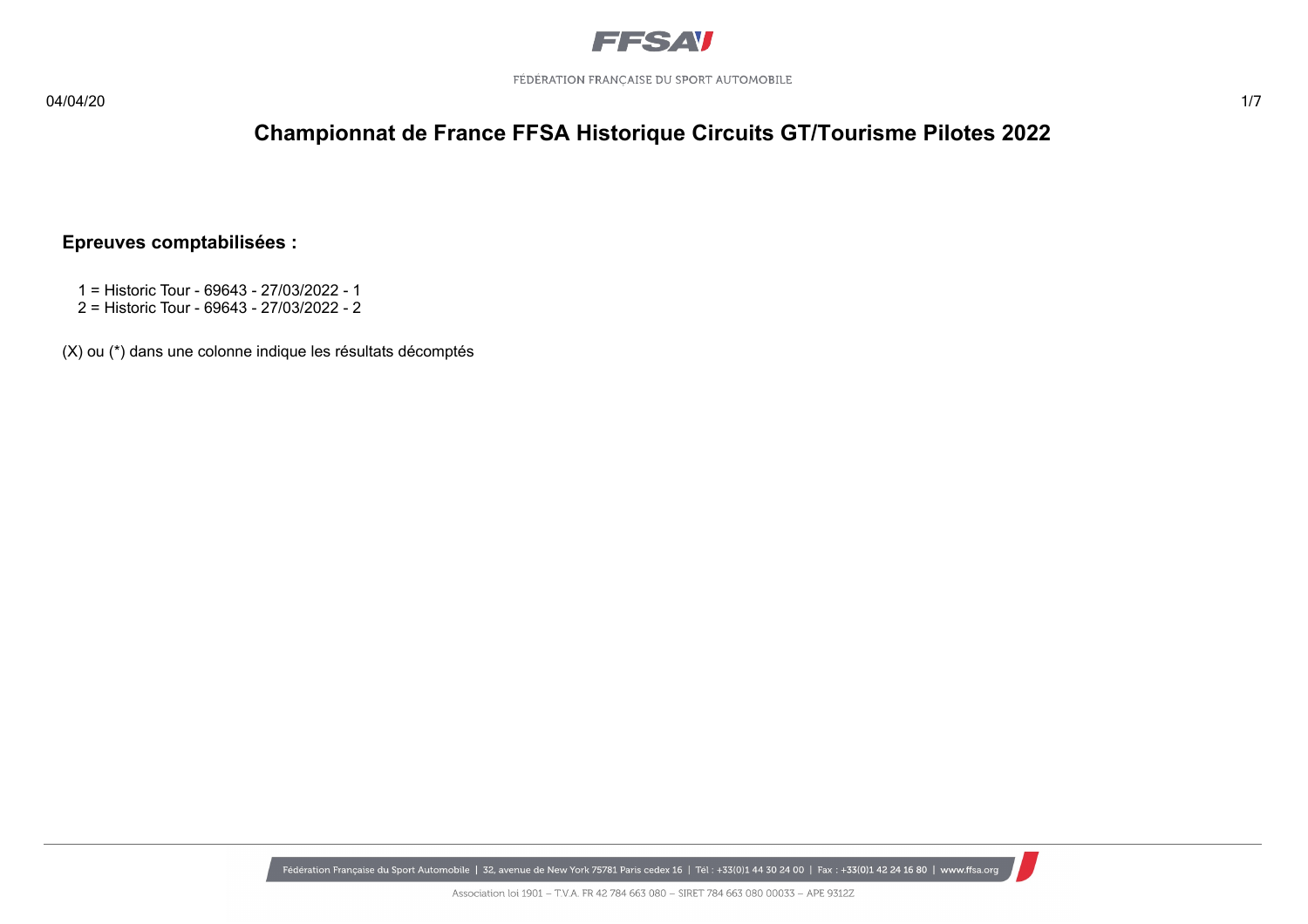# Championnat de France FFSA Historique Circuits GT/Tourisme Pilotes 2022

## Epreuves comptabilisées :

1 = Historic Tour - 69643 - 27/03/2022 - 1
2 = Historic Tour - 69643 - 27/03/2022 - 2

(X) ou (*) dans une colonne indique les résultats décomptés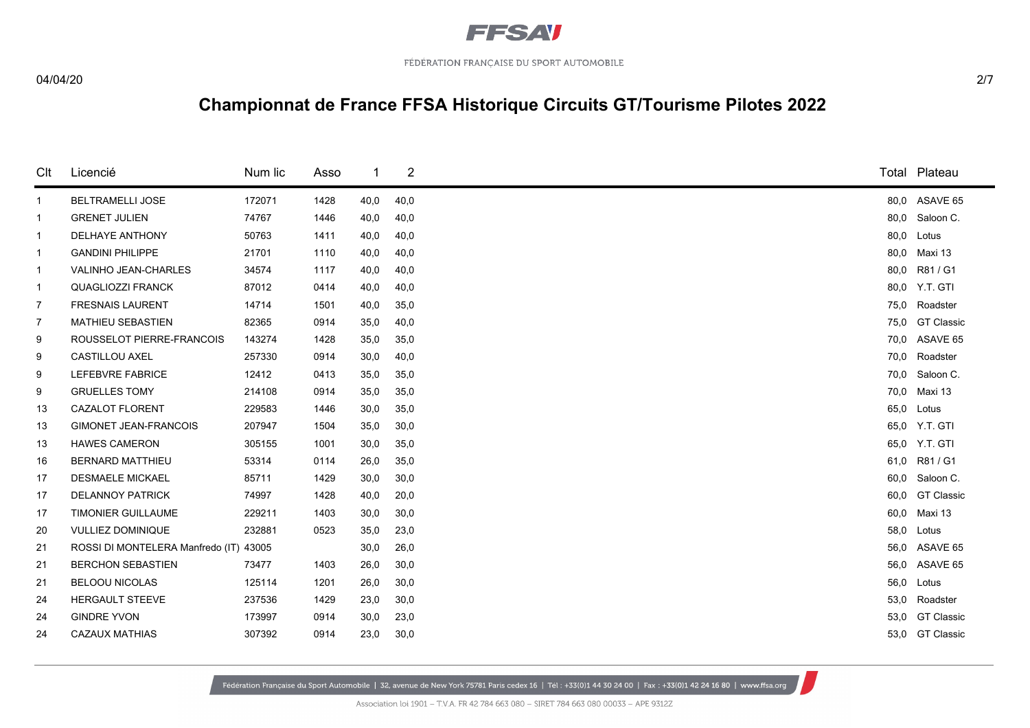# Championnat de France FFSA Historique Circuits GT/Tourisme Pilotes 2022

| Clt | Licencié | Num lic | Asso | 1 | 2 | Total | Plateau |
|---|---|---|---|---|---|---|---|
| 1 | BELTRAMELLI JOSE | 172071 | 1428 | 40,0 | 40,0 | 80,0 | ASAVE 65 |
| 1 | GRENET JULIEN | 74767 | 1446 | 40,0 | 40,0 | 80,0 | Saloon C. |
| 1 | DELHAYE ANTHONY | 50763 | 1411 | 40,0 | 40,0 | 80,0 | Lotus |
| 1 | GANDINI PHILIPPE | 21701 | 1110 | 40,0 | 40,0 | 80,0 | Maxi 13 |
| 1 | VALINHO JEAN-CHARLES | 34574 | 1117 | 40,0 | 40,0 | 80,0 | R81 / G1 |
| 1 | QUAGLIOZZI FRANCK | 87012 | 0414 | 40,0 | 40,0 | 80,0 | Y.T. GTI |
| 7 | FRESNAIS LAURENT | 14714 | 1501 | 40,0 | 35,0 | 75,0 | Roadster |
| 7 | MATHIEU SEBASTIEN | 82365 | 0914 | 35,0 | 40,0 | 75,0 | GT Classic |
| 9 | ROUSSELOT PIERRE-FRANCOIS | 143274 | 1428 | 35,0 | 35,0 | 70,0 | ASAVE 65 |
| 9 | CASTILLOU AXEL | 257330 | 0914 | 30,0 | 40,0 | 70,0 | Roadster |
| 9 | LEFEBVRE FABRICE | 12412 | 0413 | 35,0 | 35,0 | 70,0 | Saloon C. |
| 9 | GRUELLES TOMY | 214108 | 0914 | 35,0 | 35,0 | 70,0 | Maxi 13 |
| 13 | CAZALOT FLORENT | 229583 | 1446 | 30,0 | 35,0 | 65,0 | Lotus |
| 13 | GIMONET JEAN-FRANCOIS | 207947 | 1504 | 35,0 | 30,0 | 65,0 | Y.T. GTI |
| 13 | HAWES CAMERON | 305155 | 1001 | 30,0 | 35,0 | 65,0 | Y.T. GTI |
| 16 | BERNARD MATTHIEU | 53314 | 0114 | 26,0 | 35,0 | 61,0 | R81 / G1 |
| 17 | DESMAELE MICKAEL | 85711 | 1429 | 30,0 | 30,0 | 60,0 | Saloon C. |
| 17 | DELANNOY PATRICK | 74997 | 1428 | 40,0 | 20,0 | 60,0 | GT Classic |
| 17 | TIMONIER GUILLAUME | 229211 | 1403 | 30,0 | 30,0 | 60,0 | Maxi 13 |
| 20 | VULLIEZ DOMINIQUE | 232881 | 0523 | 35,0 | 23,0 | 58,0 | Lotus |
| 21 | ROSSI DI MONTELERA Manfredo (IT) | 43005 | | 30,0 | 26,0 | 56,0 | ASAVE 65 |
| 21 | BERCHON SEBASTIEN | 73477 | 1403 | 26,0 | 30,0 | 56,0 | ASAVE 65 |
| 21 | BELOOU NICOLAS | 125114 | 1201 | 26,0 | 30,0 | 56,0 | Lotus |
| 24 | HERGAULT STEEVE | 237536 | 1429 | 23,0 | 30,0 | 53,0 | Roadster |
| 24 | GINDRE YVON | 173997 | 0914 | 30,0 | 23,0 | 53,0 | GT Classic |
| 24 | CAZAUX MATHIAS | 307392 | 0914 | 23,0 | 30,0 | 53,0 | GT Classic |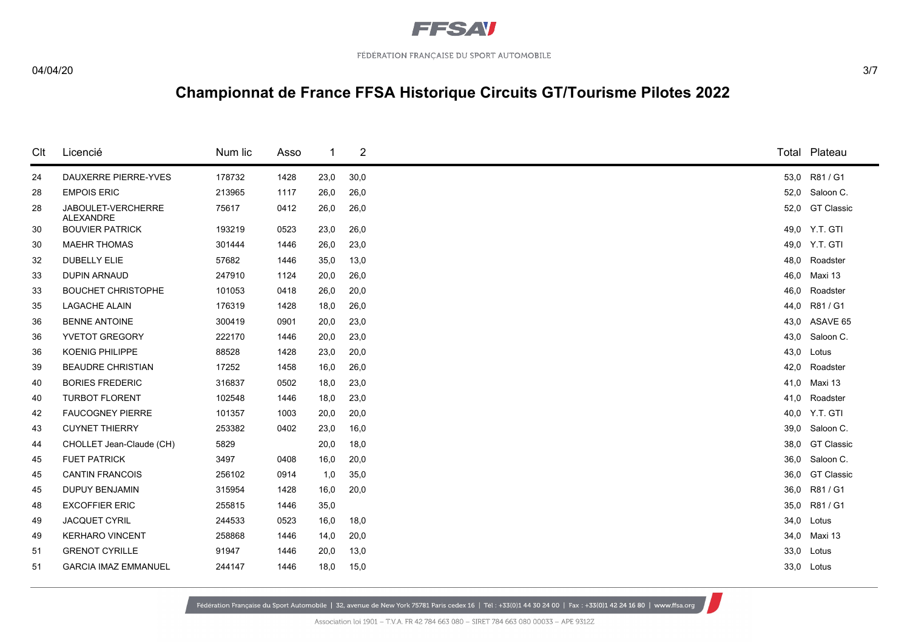# Championnat de France FFSA Historique Circuits GT/Tourisme Pilotes 2022

| Clt | Licencié | Num lic | Asso | 1 | 2 | Total | Plateau |
|---|---|---|---|---|---|---|---|
| 24 | DAUXERRE PIERRE-YVES | 178732 | 1428 | 23,0 | 30,0 | 53,0 | R81 / G1 |
| 28 | EMPOIS ERIC | 213965 | 1117 | 26,0 | 26,0 | 52,0 | Saloon C. |
| 28 | JABOULET-VERCHERRE ALEXANDRE | 75617 | 0412 | 26,0 | 26,0 | 52,0 | GT Classic |
| 30 | BOUVIER PATRICK | 193219 | 0523 | 23,0 | 26,0 | 49,0 | Y.T. GTI |
| 30 | MAEHR THOMAS | 301444 | 1446 | 26,0 | 23,0 | 49,0 | Y.T. GTI |
| 32 | DUBELLY ELIE | 57682 | 1446 | 35,0 | 13,0 | 48,0 | Roadster |
| 33 | DUPIN ARNAUD | 247910 | 1124 | 20,0 | 26,0 | 46,0 | Maxi 13 |
| 33 | BOUCHET CHRISTOPHE | 101053 | 0418 | 26,0 | 20,0 | 46,0 | Roadster |
| 35 | LAGACHE ALAIN | 176319 | 1428 | 18,0 | 26,0 | 44,0 | R81 / G1 |
| 36 | BENNE ANTOINE | 300419 | 0901 | 20,0 | 23,0 | 43,0 | ASAVE 65 |
| 36 | YVETOT GREGORY | 222170 | 1446 | 20,0 | 23,0 | 43,0 | Saloon C. |
| 36 | KOENIG PHILIPPE | 88528 | 1428 | 23,0 | 20,0 | 43,0 | Lotus |
| 39 | BEAUDRE CHRISTIAN | 17252 | 1458 | 16,0 | 26,0 | 42,0 | Roadster |
| 40 | BORIES FREDERIC | 316837 | 0502 | 18,0 | 23,0 | 41,0 | Maxi 13 |
| 40 | TURBOT FLORENT | 102548 | 1446 | 18,0 | 23,0 | 41,0 | Roadster |
| 42 | FAUCOGNEY PIERRE | 101357 | 1003 | 20,0 | 20,0 | 40,0 | Y.T. GTI |
| 43 | CUYNET THIERRY | 253382 | 0402 | 23,0 | 16,0 | 39,0 | Saloon C. |
| 44 | CHOLLET Jean-Claude (CH) | 5829 | | 20,0 | 18,0 | 38,0 | GT Classic |
| 45 | FUET PATRICK | 3497 | 0408 | 16,0 | 20,0 | 36,0 | Saloon C. |
| 45 | CANTIN FRANCOIS | 256102 | 0914 | 1,0 | 35,0 | 36,0 | GT Classic |
| 45 | DUPUY BENJAMIN | 315954 | 1428 | 16,0 | 20,0 | 36,0 | R81 / G1 |
| 48 | EXCOFFIER ERIC | 255815 | 1446 | 35,0 | | 35,0 | R81 / G1 |
| 49 | JACQUET CYRIL | 244533 | 0523 | 16,0 | 18,0 | 34,0 | Lotus |
| 49 | KERHARO VINCENT | 258868 | 1446 | 14,0 | 20,0 | 34,0 | Maxi 13 |
| 51 | GRENOT CYRILLE | 91947 | 1446 | 20,0 | 13,0 | 33,0 | Lotus |
| 51 | GARCIA IMAZ EMMANUEL | 244147 | 1446 | 18,0 | 15,0 | 33,0 | Lotus |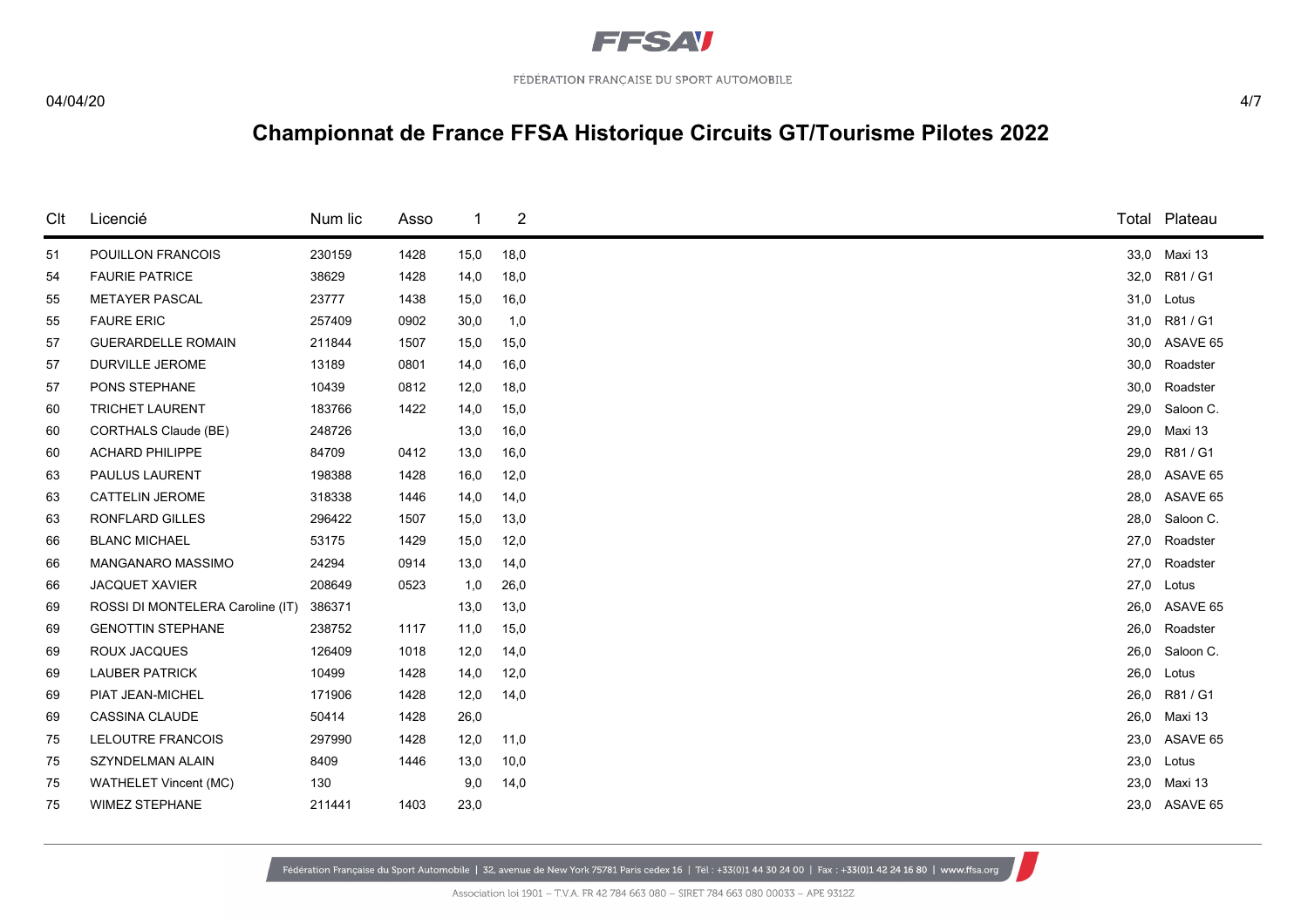# Championnat de France FFSA Historique Circuits GT/Tourisme Pilotes 2022

| Clt | Licencié | Num lic | Asso | 1 | 2 | Total | Plateau |
|---|---|---|---|---|---|---|---|
| 51 | POUILLON FRANCOIS | 230159 | 1428 | 15,0 | 18,0 | 33,0 | Maxi 13 |
| 54 | FAURIE PATRICE | 38629 | 1428 | 14,0 | 18,0 | 32,0 | R81 / G1 |
| 55 | METAYER PASCAL | 23777 | 1438 | 15,0 | 16,0 | 31,0 | Lotus |
| 55 | FAURE ERIC | 257409 | 0902 | 30,0 | 1,0 | 31,0 | R81 / G1 |
| 57 | GUERARDELLE ROMAIN | 211844 | 1507 | 15,0 | 15,0 | 30,0 | ASAVE 65 |
| 57 | DURVILLE JEROME | 13189 | 0801 | 14,0 | 16,0 | 30,0 | Roadster |
| 57 | PONS STEPHANE | 10439 | 0812 | 12,0 | 18,0 | 30,0 | Roadster |
| 60 | TRICHET LAURENT | 183766 | 1422 | 14,0 | 15,0 | 29,0 | Saloon C. |
| 60 | CORTHALS Claude (BE) | 248726 | | 13,0 | 16,0 | 29,0 | Maxi 13 |
| 60 | ACHARD PHILIPPE | 84709 | 0412 | 13,0 | 16,0 | 29,0 | R81 / G1 |
| 63 | PAULUS LAURENT | 198388 | 1428 | 16,0 | 12,0 | 28,0 | ASAVE 65 |
| 63 | CATTELIN JEROME | 318338 | 1446 | 14,0 | 14,0 | 28,0 | ASAVE 65 |
| 63 | RONFLARD GILLES | 296422 | 1507 | 15,0 | 13,0 | 28,0 | Saloon C. |
| 66 | BLANC MICHAEL | 53175 | 1429 | 15,0 | 12,0 | 27,0 | Roadster |
| 66 | MANGANARO MASSIMO | 24294 | 0914 | 13,0 | 14,0 | 27,0 | Roadster |
| 66 | JACQUET XAVIER | 208649 | 0523 | 1,0 | 26,0 | 27,0 | Lotus |
| 69 | ROSSI DI MONTELERA Caroline (IT) | 386371 | | 13,0 | 13,0 | 26,0 | ASAVE 65 |
| 69 | GENOTTIN STEPHANE | 238752 | 1117 | 11,0 | 15,0 | 26,0 | Roadster |
| 69 | ROUX JACQUES | 126409 | 1018 | 12,0 | 14,0 | 26,0 | Saloon C. |
| 69 | LAUBER PATRICK | 10499 | 1428 | 14,0 | 12,0 | 26,0 | Lotus |
| 69 | PIAT JEAN-MICHEL | 171906 | 1428 | 12,0 | 14,0 | 26,0 | R81 / G1 |
| 69 | CASSINA CLAUDE | 50414 | 1428 | 26,0 | | 26,0 | Maxi 13 |
| 75 | LELOUTRE FRANCOIS | 297990 | 1428 | 12,0 | 11,0 | 23,0 | ASAVE 65 |
| 75 | SZYNDELMAN ALAIN | 8409 | 1446 | 13,0 | 10,0 | 23,0 | Lotus |
| 75 | WATHELET Vincent (MC) | 130 | | 9,0 | 14,0 | 23,0 | Maxi 13 |
| 75 | WIMEZ STEPHANE | 211441 | 1403 | 23,0 | | 23,0 | ASAVE 65 |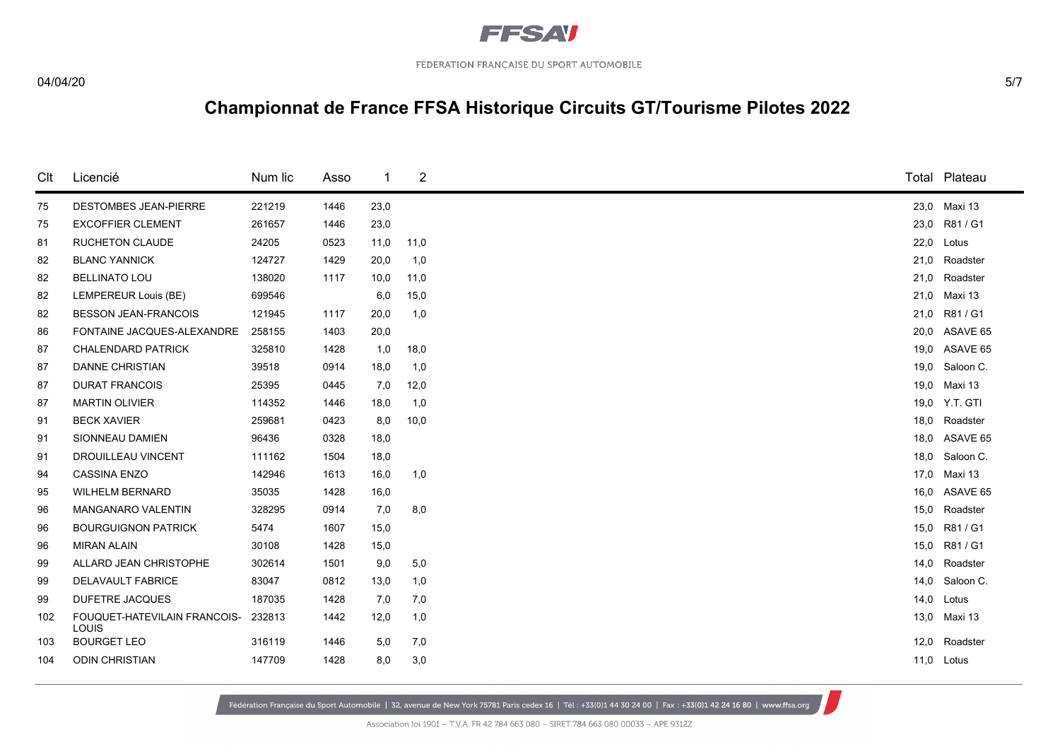# Championnat de France FFSA Historique Circuits GT/Tourisme Pilotes 2022

| Clt | Licencié | Num lic | Asso | 1 | 2 | Total | Plateau |
|---|---|---|---|---|---|---|---|
| 75 | DESTOMBES JEAN-PIERRE | 221219 | 1446 | 23,0 | | 23,0 | Maxi 13 |
| 75 | EXCOFFIER CLEMENT | 261657 | 1446 | 23,0 | | 23,0 | R81 / G1 |
| 81 | RUCHETON CLAUDE | 24205 | 0523 | 11,0 | 11,0 | 22,0 | Lotus |
| 82 | BLANC YANNICK | 124727 | 1429 | 20,0 | 1,0 | 21,0 | Roadster |
| 82 | BELLINATO LOU | 138020 | 1117 | 10,0 | 11,0 | 21,0 | Roadster |
| 82 | LEMPEREUR Louis (BE) | 699546 | | 6,0 | 15,0 | 21,0 | Maxi 13 |
| 82 | BESSON JEAN-FRANCOIS | 121945 | 1117 | 20,0 | 1,0 | 21,0 | R81 / G1 |
| 86 | FONTAINE JACQUES-ALEXANDRE | 258155 | 1403 | 20,0 | | 20,0 | ASAVE 65 |
| 87 | CHALENDARD PATRICK | 325810 | 1428 | 1,0 | 18,0 | 19,0 | ASAVE 65 |
| 87 | DANNE CHRISTIAN | 39518 | 0914 | 18,0 | 1,0 | 19,0 | Saloon C. |
| 87 | DURAT FRANCOIS | 25395 | 0445 | 7,0 | 12,0 | 19,0 | Maxi 13 |
| 87 | MARTIN OLIVIER | 114352 | 1446 | 18,0 | 1,0 | 19,0 | Y.T. GTI |
| 91 | BECK XAVIER | 259681 | 0423 | 8,0 | 10,0 | 18,0 | Roadster |
| 91 | SIONNEAU DAMIEN | 96436 | 0328 | 18,0 | | 18,0 | ASAVE 65 |
| 91 | DROUILLEAU VINCENT | 111162 | 1504 | 18,0 | | 18,0 | Saloon C. |
| 94 | CASSINA ENZO | 142946 | 1613 | 16,0 | 1,0 | 17,0 | Maxi 13 |
| 95 | WILHELM BERNARD | 35035 | 1428 | 16,0 | | 16,0 | ASAVE 65 |
| 96 | MANGANARO VALENTIN | 328295 | 0914 | 7,0 | 8,0 | 15,0 | Roadster |
| 96 | BOURGUIGNON PATRICK | 5474 | 1607 | 15,0 | | 15,0 | R81 / G1 |
| 96 | MIRAN ALAIN | 30108 | 1428 | 15,0 | | 15,0 | R81 / G1 |
| 99 | ALLARD JEAN CHRISTOPHE | 302614 | 1501 | 9,0 | 5,0 | 14,0 | Roadster |
| 99 | DELAVAULT FABRICE | 83047 | 0812 | 13,0 | 1,0 | 14,0 | Saloon C. |
| 99 | DUFETRE JACQUES | 187035 | 1428 | 7,0 | 7,0 | 14,0 | Lotus |
| 102 | FOUQUET-HATEVILAIN FRANCOIS-LOUIS | 232813 | 1442 | 12,0 | 1,0 | 13,0 | Maxi 13 |
| 103 | BOURGET LEO | 316119 | 1446 | 5,0 | 7,0 | 12,0 | Roadster |
| 104 | ODIN CHRISTIAN | 147709 | 1428 | 8,0 | 3,0 | 11,0 | Lotus |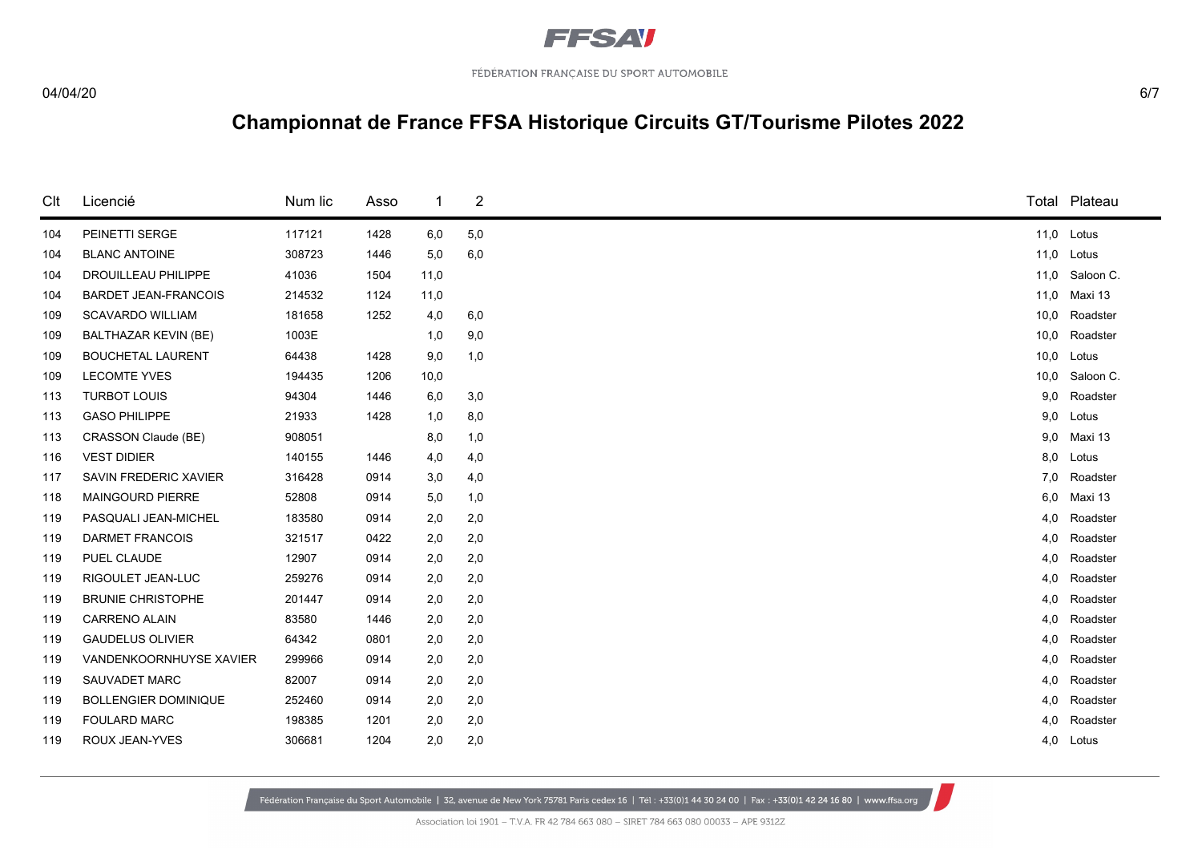# Championnat de France FFSA Historique Circuits GT/Tourisme Pilotes 2022

| Clt | Licencié | Num lic | Asso | 1 | 2 | Total | Plateau |
|---|---|---|---|---|---|---|---|
| 104 | PEINETTI SERGE | 117121 | 1428 | 6,0 | 5,0 | 11,0 | Lotus |
| 104 | BLANC ANTOINE | 308723 | 1446 | 5,0 | 6,0 | 11,0 | Lotus |
| 104 | DROUILLEAU PHILIPPE | 41036 | 1504 | 11,0 | | 11,0 | Saloon C. |
| 104 | BARDET JEAN-FRANCOIS | 214532 | 1124 | 11,0 | | 11,0 | Maxi 13 |
| 109 | SCAVARDO WILLIAM | 181658 | 1252 | 4,0 | 6,0 | 10,0 | Roadster |
| 109 | BALTHAZAR KEVIN (BE) | 1003E | | 1,0 | 9,0 | 10,0 | Roadster |
| 109 | BOUCHETAL LAURENT | 64438 | 1428 | 9,0 | 1,0 | 10,0 | Lotus |
| 109 | LECOMTE YVES | 194435 | 1206 | 10,0 | | 10,0 | Saloon C. |
| 113 | TURBOT LOUIS | 94304 | 1446 | 6,0 | 3,0 | 9,0 | Roadster |
| 113 | GASO PHILIPPE | 21933 | 1428 | 1,0 | 8,0 | 9,0 | Lotus |
| 113 | CRASSON Claude (BE) | 908051 | | 8,0 | 1,0 | 9,0 | Maxi 13 |
| 116 | VEST DIDIER | 140155 | 1446 | 4,0 | 4,0 | 8,0 | Lotus |
| 117 | SAVIN FREDERIC XAVIER | 316428 | 0914 | 3,0 | 4,0 | 7,0 | Roadster |
| 118 | MAINGOURD PIERRE | 52808 | 0914 | 5,0 | 1,0 | 6,0 | Maxi 13 |
| 119 | PASQUALI JEAN-MICHEL | 183580 | 0914 | 2,0 | 2,0 | 4,0 | Roadster |
| 119 | DARMET FRANCOIS | 321517 | 0422 | 2,0 | 2,0 | 4,0 | Roadster |
| 119 | PUEL CLAUDE | 12907 | 0914 | 2,0 | 2,0 | 4,0 | Roadster |
| 119 | RIGOULET JEAN-LUC | 259276 | 0914 | 2,0 | 2,0 | 4,0 | Roadster |
| 119 | BRUNIE CHRISTOPHE | 201447 | 0914 | 2,0 | 2,0 | 4,0 | Roadster |
| 119 | CARRENO ALAIN | 83580 | 1446 | 2,0 | 2,0 | 4,0 | Roadster |
| 119 | GAUDELUS OLIVIER | 64342 | 0801 | 2,0 | 2,0 | 4,0 | Roadster |
| 119 | VANDENKOORNHUYSE XAVIER | 299966 | 0914 | 2,0 | 2,0 | 4,0 | Roadster |
| 119 | SAUVADET MARC | 82007 | 0914 | 2,0 | 2,0 | 4,0 | Roadster |
| 119 | BOLLENGIER DOMINIQUE | 252460 | 0914 | 2,0 | 2,0 | 4,0 | Roadster |
| 119 | FOULARD MARC | 198385 | 1201 | 2,0 | 2,0 | 4,0 | Roadster |
| 119 | ROUX JEAN-YVES | 306681 | 1204 | 2,0 | 2,0 | 4,0 | Lotus |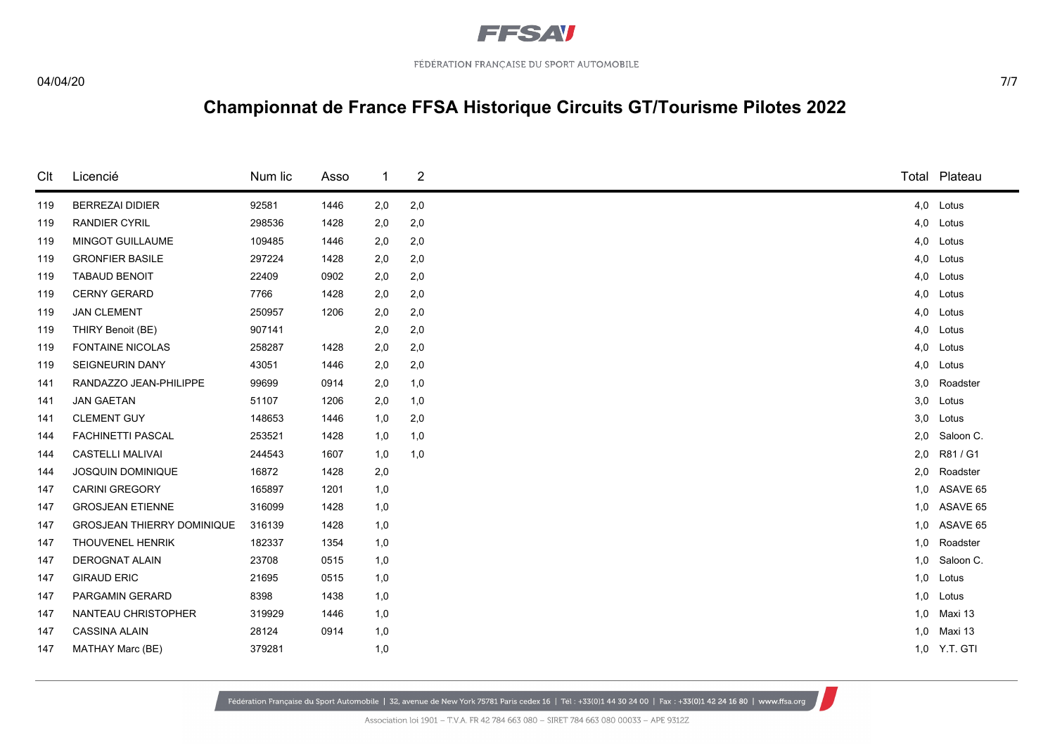FÉDÉRATION FRANÇAISE DU SPORT AUTOMOBILE

04/04/20

# Championnat de France FFSA Historique Circuits GT/Tourisme Pilotes 2022

| Clt | Licencié | Num lic | Asso | 1 | 2 | Total | Plateau |
|---|---|---|---|---|---|---|---|
| 119 | BERREZAI DIDIER | 92581 | 1446 | 2,0 | 2,0 | 4,0 | Lotus |
| 119 | RANDIER CYRIL | 298536 | 1428 | 2,0 | 2,0 | 4,0 | Lotus |
| 119 | MINGOT GUILLAUME | 109485 | 1446 | 2,0 | 2,0 | 4,0 | Lotus |
| 119 | GRONFIER BASILE | 297224 | 1428 | 2,0 | 2,0 | 4,0 | Lotus |
| 119 | TABAUD BENOIT | 22409 | 0902 | 2,0 | 2,0 | 4,0 | Lotus |
| 119 | CERNY GERARD | 7766 | 1428 | 2,0 | 2,0 | 4,0 | Lotus |
| 119 | JAN CLEMENT | 250957 | 1206 | 2,0 | 2,0 | 4,0 | Lotus |
| 119 | THIRY Benoit (BE) | 907141 | | 2,0 | 2,0 | 4,0 | Lotus |
| 119 | FONTAINE NICOLAS | 258287 | 1428 | 2,0 | 2,0 | 4,0 | Lotus |
| 119 | SEIGNEURIN DANY | 43051 | 1446 | 2,0 | 2,0 | 4,0 | Lotus |
| 141 | RANDAZZO JEAN-PHILIPPE | 99699 | 0914 | 2,0 | 1,0 | 3,0 | Roadster |
| 141 | JAN GAETAN | 51107 | 1206 | 2,0 | 1,0 | 3,0 | Lotus |
| 141 | CLEMENT GUY | 148653 | 1446 | 1,0 | 2,0 | 3,0 | Lotus |
| 144 | FACHINETTI PASCAL | 253521 | 1428 | 1,0 | 1,0 | 2,0 | Saloon C. |
| 144 | CASTELLI MALIVAI | 244543 | 1607 | 1,0 | 1,0 | 2,0 | R81 / G1 |
| 144 | JOSQUIN DOMINIQUE | 16872 | 1428 | 2,0 | | 2,0 | Roadster |
| 147 | CARINI GREGORY | 165897 | 1201 | 1,0 | | 1,0 | ASAVE 65 |
| 147 | GROSJEAN ETIENNE | 316099 | 1428 | 1,0 | | 1,0 | ASAVE 65 |
| 147 | GROSJEAN THIERRY DOMINIQUE | 316139 | 1428 | 1,0 | | 1,0 | ASAVE 65 |
| 147 | THOUVENEL HENRIK | 182337 | 1354 | 1,0 | | 1,0 | Roadster |
| 147 | DEROGNAT ALAIN | 23708 | 0515 | 1,0 | | 1,0 | Saloon C. |
| 147 | GIRAUD ERIC | 21695 | 0515 | 1,0 | | 1,0 | Lotus |
| 147 | PARGAMIN GERARD | 8398 | 1438 | 1,0 | | 1,0 | Lotus |
| 147 | NANTEAU CHRISTOPHER | 319929 | 1446 | 1,0 | | 1,0 | Maxi 13 |
| 147 | CASSINA ALAIN | 28124 | 0914 | 1,0 | | 1,0 | Maxi 13 |
| 147 | MATHAY Marc (BE) | 379281 | | 1,0 | | 1,0 | Y.T. GTI |

Fédération Française du Sport Automobile | 32, avenue de New York 75781 Paris cedex 16 | Tél : +33(0)1 44 30 24 00 | Fax : +33(0)1 42 24 16 80 | www.ffsa.org

Association loi 1901 – T.V.A. FR 42 784 663 080 – SIRET 784 663 080 00033 – APE 9312Z